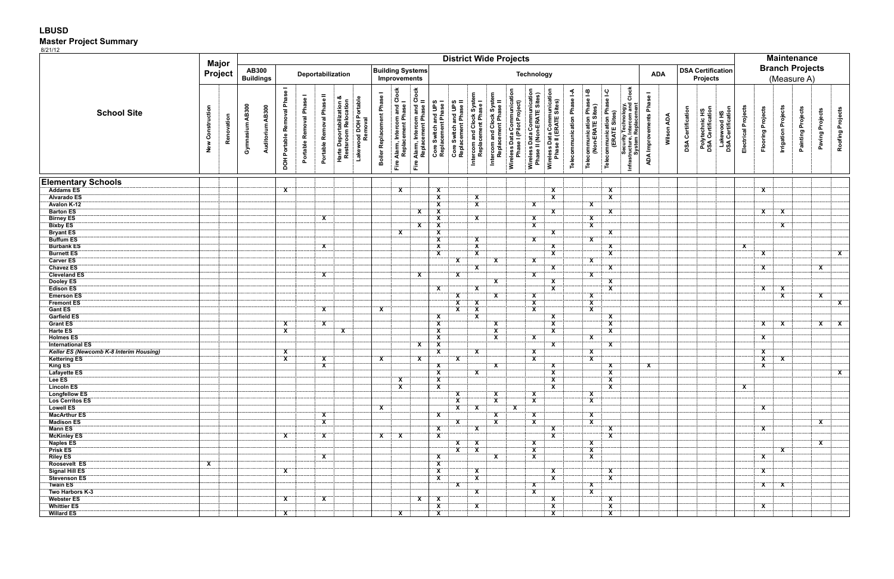# LBUSD
## Master Project Summary

8/21/12

| School Site | Major Project | | District Wide Projects | | | | | | | | | | | | | | | | | | | | | | | | | | Maintenance Branch Projects (Measure A) | | | | | |
|---|---|---|---|---|---|---|---|---|---|---|---|---|---|---|---|---|---|---|---|---|---|---|---|---|---|---|---|---|---|---|---|---|---|---|
| | | | AB300 Buildings | | Deportabilization | | | | | Building Systems Improvements | | | Technology | | | | | | | | | | | ADA | | DSA Certification Projects | | | | | | | | |
| | New Construction | Renovation | Gymnasium AB300 | Auditorium AB300 | DOH Portable Removal Phase I | Portable Removal Phase I | Portable Removal Phase II | Harte Deportabilization & Restsroom Relocation | Lakewood DOH Portable Removal | Boiler Replacement Phase I | Fire Alarm, Intercom and Clock Replacement Phase I | Fire Alarm, Intercom and Clock Replacement Phase II | Core Switch and UPS Replacement Phase I | Core Switch and UPS Replacement Phase II | Intercom and Clock System Replacement Phase I | Intercom and Clock System Replacement Phase II | Wireless Data Communication Phase I (Pilot Project) | Wireless Data Communication Phase II (Non-ERATE Sites) | Wireless Data Communication Phase II (ERATE Sites) | Telecommunication Phase I-A | Telecommunication Phase I-B (Non-ERATE Sites) | Telecommunication Phase I-C (ERATE Sites) | Security Technology, Infrastructure, Intercom and Clock System Replacement | ADA Improvements Phase I | Wilson ADA | DSA Certification | Polytechnic HS DSA Certification | Lakewood HS DSA Certification | Electrical Projects | Flooring Projects | Irrigation Projects | Painting Projects | Paving Projects | Roofing Projects |
| **Elementary Schools** | | | | | | | | | | | | | | | | | | | | | | | | | | | | | | | | | | |
| Addams ES | | | | | X | | | | | | X | | X | | | | | | X | | | X | | | | | | | | X | | | | |
| Alvarado ES | | | | | | | | | | | | | X | | X | | | | X | | | X | | | | | | | | | | | | |
| Avalon K-12 | | | | | | | | | | | | | X | | X | | | X | | | X | | | | | | | | | | | | | |
| Barton ES | | | | | | | | | | | | X | X | | | | | | X | | | X | | | | | | | | X | X | | | |
| Birney ES | | | | | | | X | | | | | | X | | X | | | X | | | X | | | | | | | | | | | | | |
| Bixby ES | | | | | | | | | | | | X | X | | | | | X | | | X | | | | | | | | | | X | | | |
| Bryant ES | | | | | | | | | | | X | | X | | | | | | X | | | X | | | | | | | | | | | | |
| Buffum ES | | | | | | | | | | | | | X | | X | | | X | | | X | | | | | | | | | | | | | |
| Burbank ES | | | | | | | X | | | | | | X | | X | | | | X | | | X | | | | | | | X | | | | | |
| Burnett ES | | | | | | | | | | | | | X | | X | | | | X | | | X | | | | | | | | X | | | | X |
| Carver ES | | | | | | | | | | | | | | X | | X | | X | | | X | | | | | | | | | | | | | |
| Chavez ES | | | | | | | | | | | | | | | X | | | | X | | | X | | | | | | | | X | | | X | |
| Cleveland ES | | | | | | | X | | | | | X | | X | | | | X | | | X | | | | | | | | | | | | | |
| Dooley ES | | | | | | | | | | | | | | | | X | | | X | | | X | | | | | | | | | | | | |
| Edison ES | | | | | | | | | | | | | X | | X | | | | X | | | X | | | | | | | | X | X | | | |
| Emerson ES | | | | | | | | | | | | | | X | | X | | X | | | X | | | | | | | | | | X | | X | |
| Fremont ES | | | | | | | | | | | | | | X | X | | | X | | | X | | | | | | | | | | | | | X |
| Gant ES | | | | | | | X | | | X | | | | X | X | | | X | | | X | | | | | | | | | | | | | |
| Garfield ES | | | | | | | | | | | | | X | | X | | | | X | | | X | | | | | | | | | | | | |
| Grant ES | | | | | X | | X | | | | | | X | | | X | | | X | | | X | | | | | | | | X | X | | X | X |
| Harte ES | | | | | X | | | X | | | | | X | | | X | | | X | | | X | | | | | | | | | | | | |
| Holmes ES | | | | | | | | | | | | | X | | | X | | X | | | X | | | | | | | | | X | | | | |
| International ES | | | | | | | | | | | | X | X | | | | | | X | | | X | | | | | | | | | | | | |
| *Keller ES (Newcomb K-8 Interim Housing)* | | | | | X | | | | | | | | X | | X | | | X | | | X | | | | | | | | | X | | | | |
| Kettering ES | | | | | X | | X | | | X | | X | | X | | | | X | | | X | | | | | | | | | X | X | | | |
| King ES | | | | | | | X | | | | | | X | | | X | | | X | | | X | | X | | | | | | X | | | | |
| Lafayette ES | | | | | | | | | | | | | X | | X | | | | X | | | X | | | | | | | | | | | | X |
| Lee ES | | | | | | | | | | | X | | X | | | | | | X | | | X | | | | | | | | | | | | |
| Lincoln ES | | | | | | | | | | | X | | X | | | | | | X | | | X | | | | | | | X | | | | | |
| Longfellow ES | | | | | | | | | | | | | | X | | X | | X | | | X | | | | | | | | | | | | | |
| Los Cerritos ES | | | | | | | | | | | | | | X | | X | | X | | | X | | | | | | | | | | | | | |
| Lowell ES | | | | | | | | | | X | | | | X | X | | X | | | | | | | | | | | | | X | | | | |
| MacArthur ES | | | | | | | X | | | | | | X | | | X | | X | | | X | | | | | | | | | | | | | |
| Madison ES | | | | | | | X | | | | | | | X | | X | | X | | | X | | | | | | | | | | | | X | |
| Mann ES | | | | | | | | | | | | | X | | X | | | | X | | | X | | | | | | | | X | | | | |
| McKinley ES | | | | | X | | X | | | X | X | | X | | | | | | X | | | X | | | | | | | | | | | | |
| Naples ES | | | | | | | | | | | | | | X | X | | | X | | | X | | | | | | | | | | | | X | |
| Prisk ES | | | | | | | | | | | | | | X | X | | | X | | | X | | | | | | | | | | X | | | |
| Riley ES | | | | | | | X | | | | | | X | | | X | | X | | | X | | | | | | | | | X | | | | |
| Roosevelt ES | X | | | | | | | | | | | | X | | | | | | | | | | | | | | | | | | | | | |
| Signal Hill ES | | | | | X | | | | | | | | X | | X | | | | X | | | X | | | | | | | | X | | | | |
| Stevenson ES | | | | | | | | | | | | | X | | X | | | | X | | | X | | | | | | | | | | | | |
| Twain ES | | | | | | | | | | | | | | X | | | | X | | | X | | | | | | | | | X | X | | | |
| Two Harbors K-3 | | | | | | | | | | | | | | | X | | | X | | | X | | | | | | | | | | | | | |
| Webster ES | | | | | X | | X | | | | | X | X | | | | | | X | | | X | | | | | | | | | | | | |
| Whittier ES | | | | | | | | | | | | | X | | X | | | | X | | | X | | | | | | | | X | | | | |
| Willard ES | | | | | X | | | | | | X | | X | | | | | | X | | | X | | | | | | | | | | | | |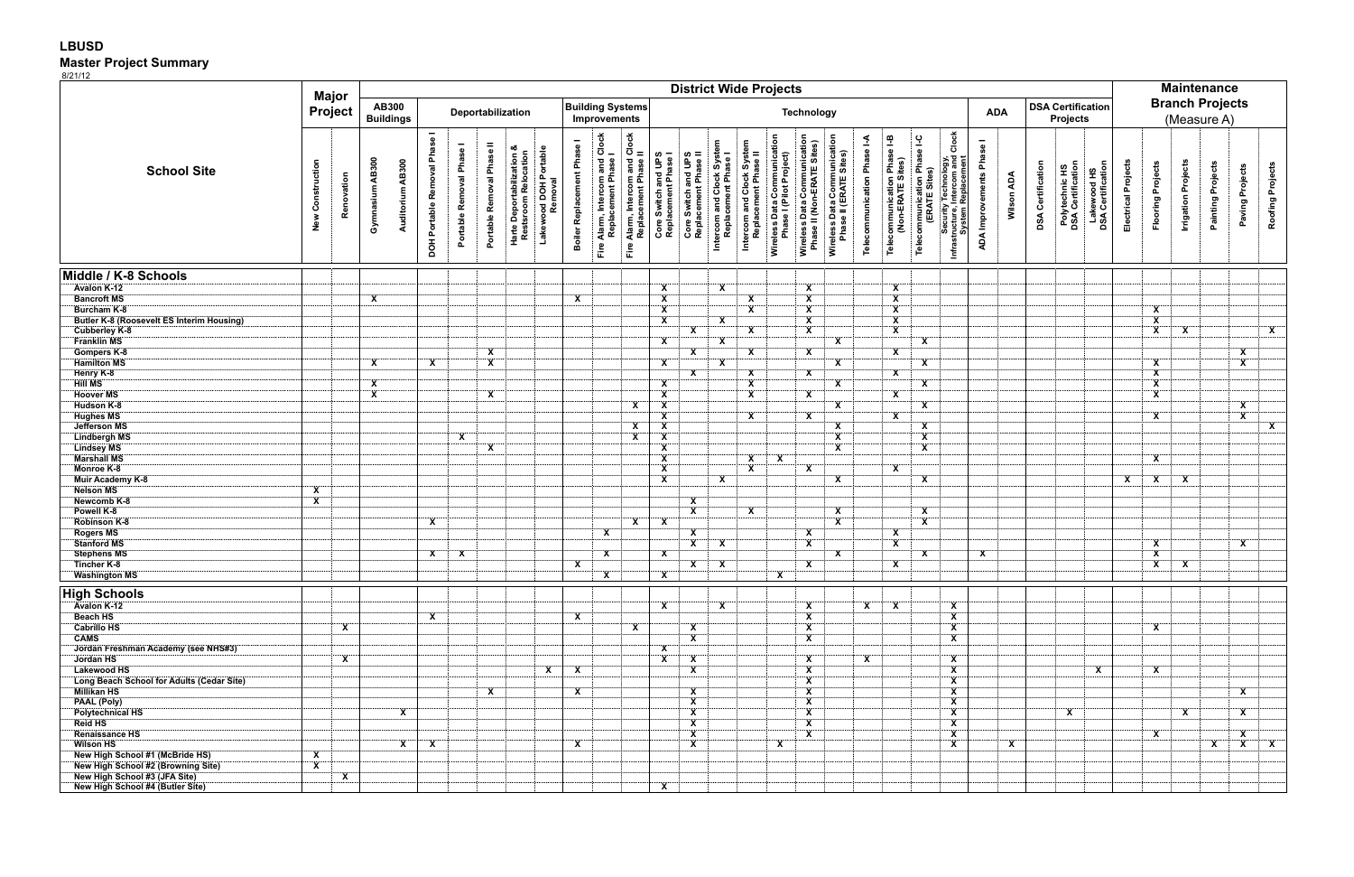# LBUSD

## Master Project Summary

8/21/12

| School Site | Major Project | | District Wide Projects | | | | | | | | | | | | | | | | | | | | | | | | | | Maintenance Branch Projects (Measure A) | | | | | |
|---|---|---|---|---|---|---|---|---|---|---|---|---|---|---|---|---|---|---|---|---|---|---|---|---|---|---|---|---|---|---|---|---|---|---|
| | | | AB300 Buildings | | Deportabilization | | | | | Building Systems Improvements | | | Technology | | | | | | | | | | | ADA | | DSA Certification Projects | | | | | | | | |
| | New Construction | Renovation | Gymnasium AB300 | Auditorium AB300 | DOH Portable Removal Phase I | Portable Removal Phase I | Portable Removal Phase II | Harte Deportabilization & Restroom Relocation | Lakewood DOH Portable Removal | Boiler Replacement Phase I | Fire Alarm, Intercom and Clock Replacement Phase I | Fire Alarm, Intercom and Clock Replacement Phase II | Core Switch and UPS Replacement Phase I | Core Switch and UPS Replacement Phase II | Intercom and Clock System Replacement Phase I | Intercom and Clock System Replacement Phase II | Wireless Data Communication Phase I (Pilot Project) | Wireless Data Communication Phase II (Non-ERATE Sites) | Wireless Data Communication Phase II (ERATE Sites) | Telecommunication Phase I-A | Telecommunication Phase I-B (Non-ERATE Sites) | Telecommunication Phase I-C (ERATE Sites) | Security Technology, Infrastructure, Intercom and Clock System Replacement | ADA Improvements Phase I | Wilson ADA | DSA Certification | Polytechnic HS DSA Certification | Lakewood HS DSA Certification | Electrical Projects | Flooring Projects | Irrigation Projects | Painting Projects | Paving Projects | Roofing Projects |
| **Middle / K-8 Schools** | | | | | | | | | | | | | | | | | | | | | | | | | | | | | | | | | | |
| Avalon K-12 | | | | | | | | | | | | | X | | X | | | X | | | X | | | | | | | | | | | | | |
| Bancroft MS | | | X | | | | | | | X | | | X | | | X | | X | | | X | | | | | | | | | | | | | |
| Burcham K-8 | | | | | | | | | | | | | X | | | X | | X | | | X | | | | | | | | | X | | | | |
| Butler K-8 (Roosevelt ES Interim Housing) | | | | | | | | | | | | | X | | X | | | X | | | X | | | | | | | | | X | | | | |
| Cubberley K-8 | | | | | | | | | | | | | | X | | X | | X | | | X | | | | | | | | | X | X | | | X |
| Franklin MS | | | | | | | | | | | | | X | | X | | | | X | | | X | | | | | | | | | | | | |
| Gompers K-8 | | | | | | | X | | | | | | | X | | X | | X | | | X | | | | | | | | | | | | X | |
| Hamilton MS | | | X | | X | | X | | | | | | X | | X | | | | X | | | X | | | | | | | | X | | | X | |
| Henry K-8 | | | | | | | | | | | | | | X | | X | | X | | | X | | | | | | | | | X | | | | |
| Hill MS | | | X | | | | | | | | | | X | | | X | | | X | | | X | | | | | | | | X | | | | |
| Hoover MS | | | X | | | | X | | | | | | X | | | X | | X | | | X | | | | | | | | | X | | | | |
| Hudson K-8 | | | | | | | | | | | | X | X | | | | | | X | | | X | | | | | | | | | | | X | |
| Hughes MS | | | | | | | | | | | | | X | | | X | | X | | | X | | | | | | | | | X | | | X | |
| Jefferson MS | | | | | | | | | | | | X | X | | | | | | X | | | X | | | | | | | | | | | | X |
| Lindbergh MS | | | | | | X | | | | | | X | X | | | | | | X | | | X | | | | | | | | | | | | |
| Lindsey MS | | | | | | | X | | | | | | X | | | | | | X | | | X | | | | | | | | | | | | |
| Marshall MS | | | | | | | | | | | | | X | | | X | X | | | | | | | | | | | | | X | | | | |
| Monroe K-8 | | | | | | | | | | | | | X | | | X | | X | | | X | | | | | | | | | | | | | |
| Muir Academy K-8 | | | | | | | | | | | | | X | | X | | | | X | | | X | | | | | | | X | X | X | | | |
| Nelson MS | X | | | | | | | | | | | | | | | | | | | | | | | | | | | | | | | | | |
| Newcomb K-8 | X | | | | | | | | | | | | | X | | | | | | | | | | | | | | | | | | | | |
| Powell K-8 | | | | | | | | | | | | | | X | | X | | | X | | | X | | | | | | | | | | | | |
| Robinson K-8 | | | | | X | | | | | | | X | X | | | | | | X | | | X | | | | | | | | | | | | |
| Rogers MS | | | | | | | | | | | X | | | X | | | | X | | | X | | | | | | | | | | | | | |
| Stanford MS | | | | | | | | | | | | | | X | X | | | X | | | X | | | | | | | | | X | | | X | |
| Stephens MS | | | | | X | X | | | | | X | | X | | | | | | X | | | X | | X | | | | | | X | | | | |
| Tincher K-8 | | | | | | | | | | X | | | | X | X | | | X | | | X | | | | | | | | | X | X | | | |
| Washington MS | | | | | | | | | | | X | | X | | | | X | | | | | | | | | | | | | | | | | |
| **High Schools** | | | | | | | | | | | | | | | | | | | | | | | | | | | | | | | | | | |
| Avalon K-12 | | | | | | | | | | | | | X | | X | | | X | | X | X | | X | | | | | | | | | | | |
| Beach HS | | | | | X | | | | | X | | | | | | | | X | | | | | X | | | | | | | | | | | |
| Cabrillo HS | | X | | | | | | | | | | X | | X | | | | X | | | | | X | | | | | | | X | | | | |
| CAMS | | | | | | | | | | | | | | X | | | | X | | | | | X | | | | | | | | | | | |
| Jordan Freshman Academy (see NHS#3) | | | | | | | | | | | | | X | | | | | | | | | | | | | | | | | | | | | |
| Jordan HS | | X | | | | | | | | | | | X | X | | | | X | | X | | | X | | | | | | | | | | | |
| Lakewood HS | | | | | | | | | X | X | | | | X | | | | X | | | | | X | | | | | X | | X | | | | |
| Long Beach School for Adults (Cedar Site) | | | | | | | | | | | | | | | | | | X | | | | | X | | | | | | | | | | | |
| Millikan HS | | | | | | | X | | | X | | | | X | | | | X | | | | | X | | | | | | | | | | X | |
| PAAL (Poly) | | | | | | | | | | | | | | X | | | | X | | | | | X | | | | | | | | | | | |
| Polytechnical HS | | | | X | | | | | | | | | | X | | | | X | | | | | X | | | | X | | | | X | | X | |
| Reid HS | | | | | | | | | | | | | | X | | | | X | | | | | X | | | | | | | | | | | |
| Renaissance HS | | | | | | | | | | | | | | X | | | | X | | | | | X | | | | | | | X | | | X | |
| Wilson HS | | | | X | X | | | | | X | | | | X | | | X | X | | | | | X | | X | | | | | | | X | X | X |
| New High School #1 (McBride HS) | X | | | | | | | | | | | | | | | | | | | | | | | | | | | | | | | | | |
| New High School #2 (Browning Site) | X | | | | | | | | | | | | | | | | | | | | | | | | | | | | | | | | | |
| New High School #3 (JFA Site) | | X | | | | | | | | | | | | | | | | | | | | | | | | | | | | | | | | |
| New High School #4 (Butler Site) | | | | | | | | | | | | | X | | | | | | | | | | | | | | | | | | | | | |